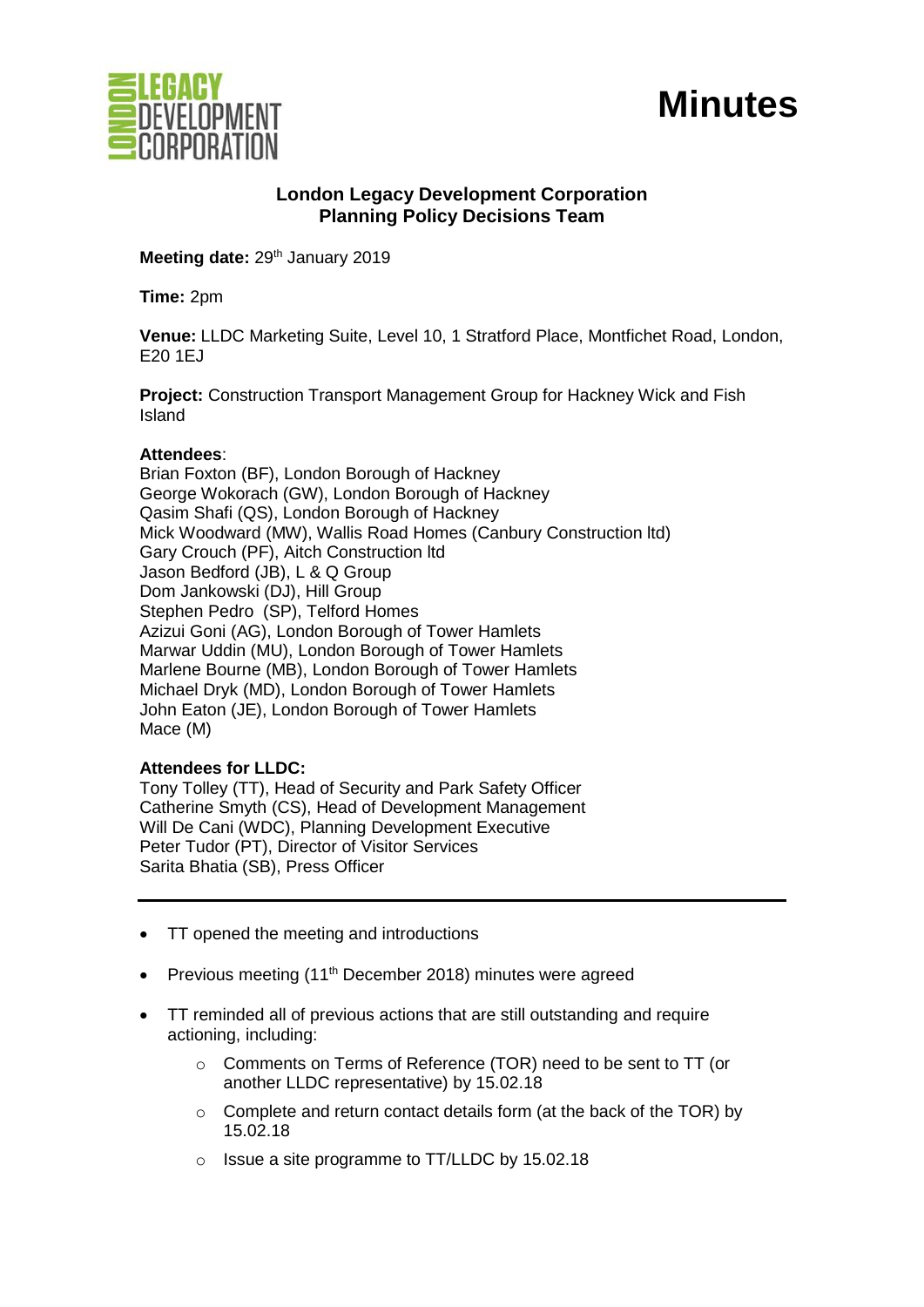# Minutes

**London Legacy Development Corporation**
**Planning Policy Decisions Team**

**Meeting date:** 29th January 2019

**Time:** 2pm

**Venue:** LLDC Marketing Suite, Level 10, 1 Stratford Place, Montfichet Road, London, E20 1EJ

**Project:** Construction Transport Management Group for Hackney Wick and Fish Island

**Attendees**:
Brian Foxton (BF), London Borough of Hackney
George Wokorach (GW), London Borough of Hackney
Qasim Shafi (QS), London Borough of Hackney
Mick Woodward (MW), Wallis Road Homes (Canbury Construction ltd)
Gary Crouch (PF), Aitch Construction ltd
Jason Bedford (JB), L & Q Group
Dom Jankowski (DJ), Hill Group
Stephen Pedro (SP), Telford Homes
Azizui Goni (AG), London Borough of Tower Hamlets
Marwar Uddin (MU), London Borough of Tower Hamlets
Marlene Bourne (MB), London Borough of Tower Hamlets
Michael Dryk (MD), London Borough of Tower Hamlets
John Eaton (JE), London Borough of Tower Hamlets
Mace (M)

**Attendees for LLDC:**
Tony Tolley (TT), Head of Security and Park Safety Officer
Catherine Smyth (CS), Head of Development Management
Will De Cani (WDC), Planning Development Executive
Peter Tudor (PT), Director of Visitor Services
Sarita Bhatia (SB), Press Officer

---

- TT opened the meeting and introductions
- Previous meeting (11th December 2018) minutes were agreed
- TT reminded all of previous actions that are still outstanding and require actioning, including:
  - Comments on Terms of Reference (TOR) need to be sent to TT (or another LLDC representative) by 15.02.18
  - Complete and return contact details form (at the back of the TOR) by 15.02.18
  - Issue a site programme to TT/LLDC by 15.02.18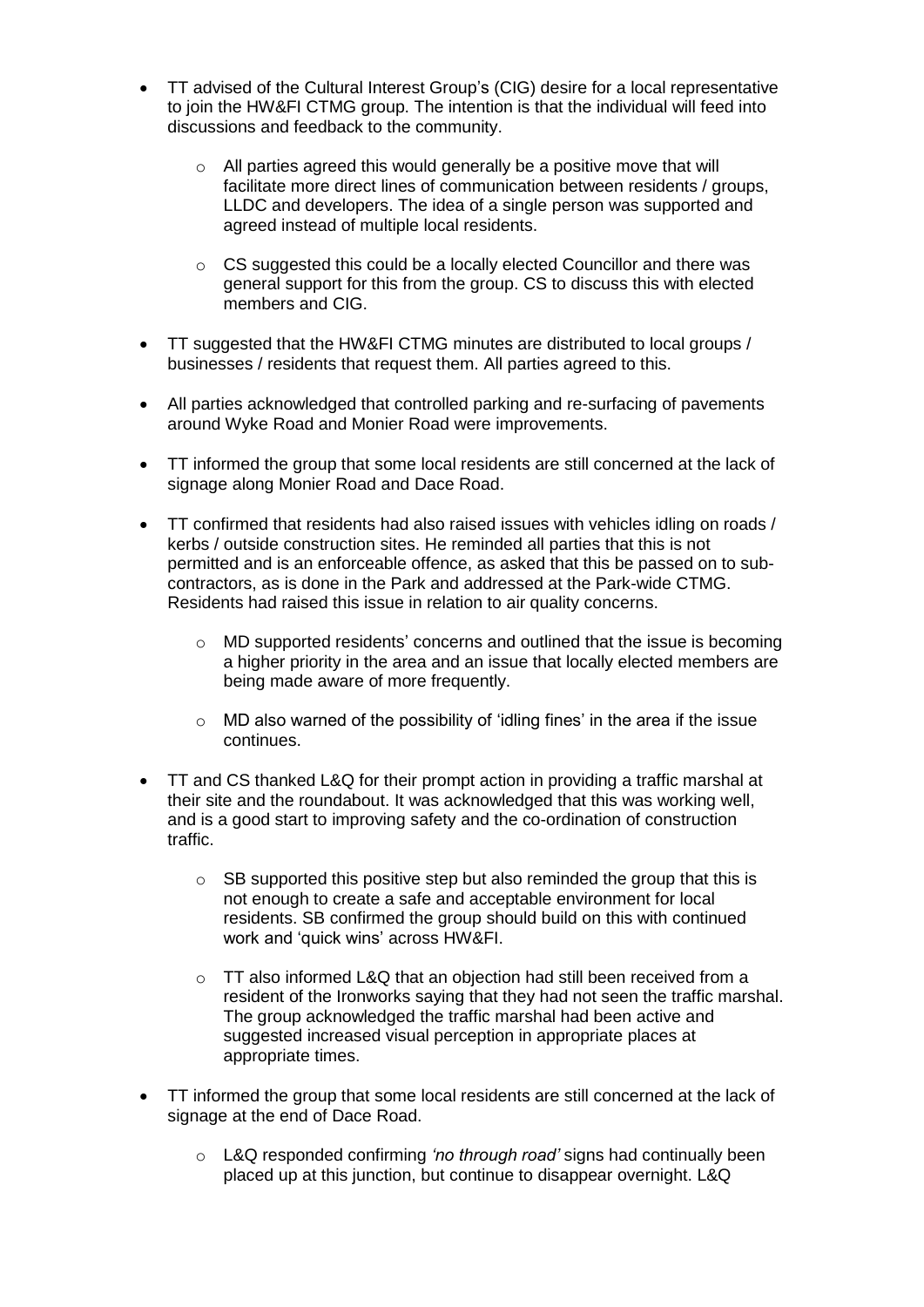- TT advised of the Cultural Interest Group's (CIG) desire for a local representative to join the HW&FI CTMG group. The intention is that the individual will feed into discussions and feedback to the community.
  - All parties agreed this would generally be a positive move that will facilitate more direct lines of communication between residents / groups, LLDC and developers. The idea of a single person was supported and agreed instead of multiple local residents.
  - CS suggested this could be a locally elected Councillor and there was general support for this from the group. CS to discuss this with elected members and CIG.
- TT suggested that the HW&FI CTMG minutes are distributed to local groups / businesses / residents that request them. All parties agreed to this.
- All parties acknowledged that controlled parking and re-surfacing of pavements around Wyke Road and Monier Road were improvements.
- TT informed the group that some local residents are still concerned at the lack of signage along Monier Road and Dace Road.
- TT confirmed that residents had also raised issues with vehicles idling on roads / kerbs / outside construction sites. He reminded all parties that this is not permitted and is an enforceable offence, as asked that this be passed on to sub-contractors, as is done in the Park and addressed at the Park-wide CTMG. Residents had raised this issue in relation to air quality concerns.
  - MD supported residents' concerns and outlined that the issue is becoming a higher priority in the area and an issue that locally elected members are being made aware of more frequently.
  - MD also warned of the possibility of 'idling fines' in the area if the issue continues.
- TT and CS thanked L&Q for their prompt action in providing a traffic marshal at their site and the roundabout. It was acknowledged that this was working well, and is a good start to improving safety and the co-ordination of construction traffic.
  - SB supported this positive step but also reminded the group that this is not enough to create a safe and acceptable environment for local residents. SB confirmed the group should build on this with continued work and 'quick wins' across HW&FI.
  - TT also informed L&Q that an objection had still been received from a resident of the Ironworks saying that they had not seen the traffic marshal. The group acknowledged the traffic marshal had been active and suggested increased visual perception in appropriate places at appropriate times.
- TT informed the group that some local residents are still concerned at the lack of signage at the end of Dace Road.
  - L&Q responded confirming *'no through road'* signs had continually been placed up at this junction, but continue to disappear overnight. L&Q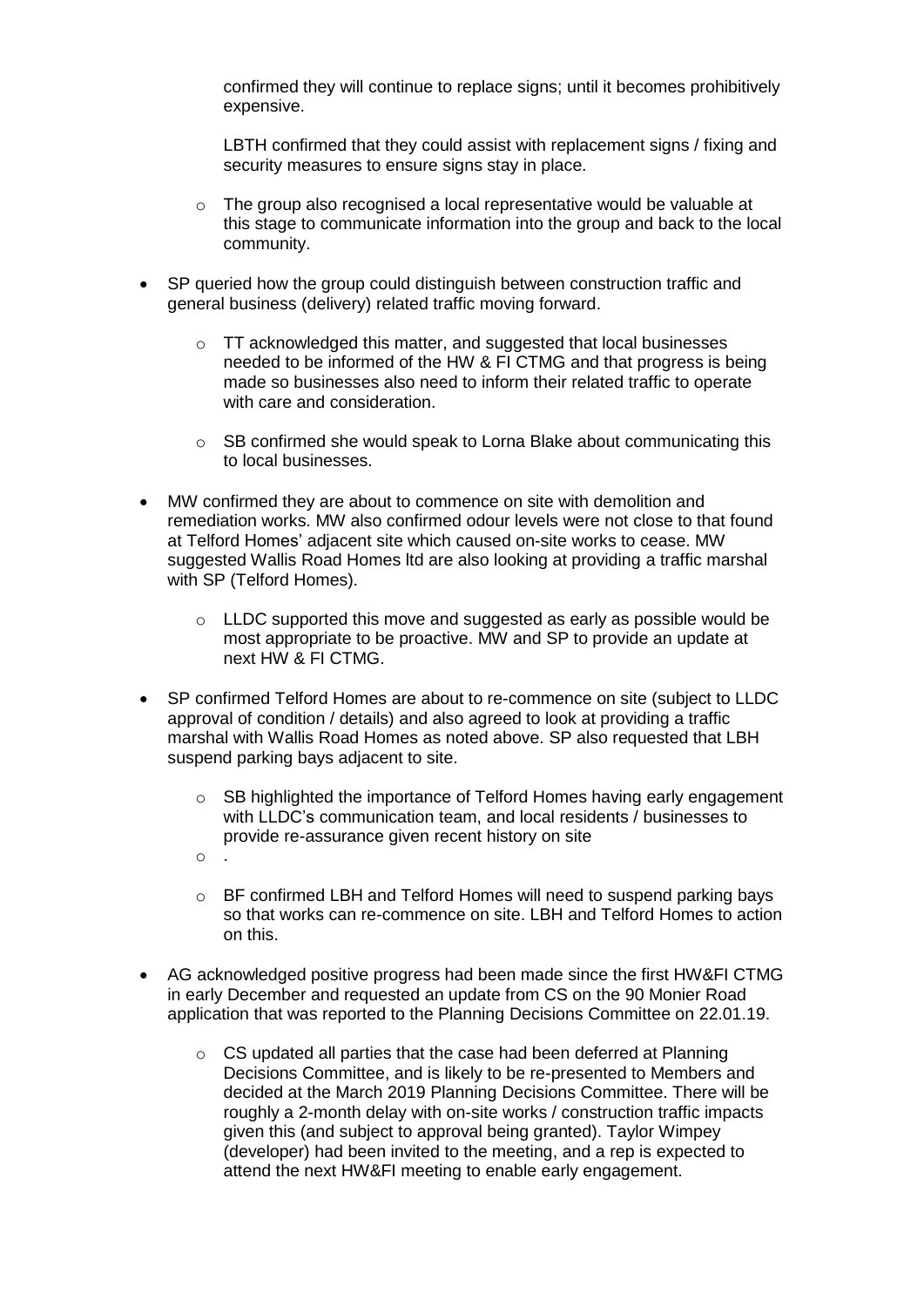confirmed they will continue to replace signs; until it becomes prohibitively expensive.

LBTH confirmed that they could assist with replacement signs / fixing and security measures to ensure signs stay in place.

  - The group also recognised a local representative would be valuable at this stage to communicate information into the group and back to the local community.

- SP queried how the group could distinguish between construction traffic and general business (delivery) related traffic moving forward.
  - TT acknowledged this matter, and suggested that local businesses needed to be informed of the HW & FI CTMG and that progress is being made so businesses also need to inform their related traffic to operate with care and consideration.
  - SB confirmed she would speak to Lorna Blake about communicating this to local businesses.

- MW confirmed they are about to commence on site with demolition and remediation works. MW also confirmed odour levels were not close to that found at Telford Homes' adjacent site which caused on-site works to cease. MW suggested Wallis Road Homes ltd are also looking at providing a traffic marshal with SP (Telford Homes).
  - LLDC supported this move and suggested as early as possible would be most appropriate to be proactive. MW and SP to provide an update at next HW & FI CTMG.

- SP confirmed Telford Homes are about to re-commence on site (subject to LLDC approval of condition / details) and also agreed to look at providing a traffic marshal with Wallis Road Homes as noted above. SP also requested that LBH suspend parking bays adjacent to site.
  - SB highlighted the importance of Telford Homes having early engagement with LLDC's communication team, and local residents / businesses to provide re-assurance given recent history on site
  - .
  - BF confirmed LBH and Telford Homes will need to suspend parking bays so that works can re-commence on site. LBH and Telford Homes to action on this.

- AG acknowledged positive progress had been made since the first HW&FI CTMG in early December and requested an update from CS on the 90 Monier Road application that was reported to the Planning Decisions Committee on 22.01.19.
  - CS updated all parties that the case had been deferred at Planning Decisions Committee, and is likely to be re-presented to Members and decided at the March 2019 Planning Decisions Committee. There will be roughly a 2-month delay with on-site works / construction traffic impacts given this (and subject to approval being granted). Taylor Wimpey (developer) had been invited to the meeting, and a rep is expected to attend the next HW&FI meeting to enable early engagement.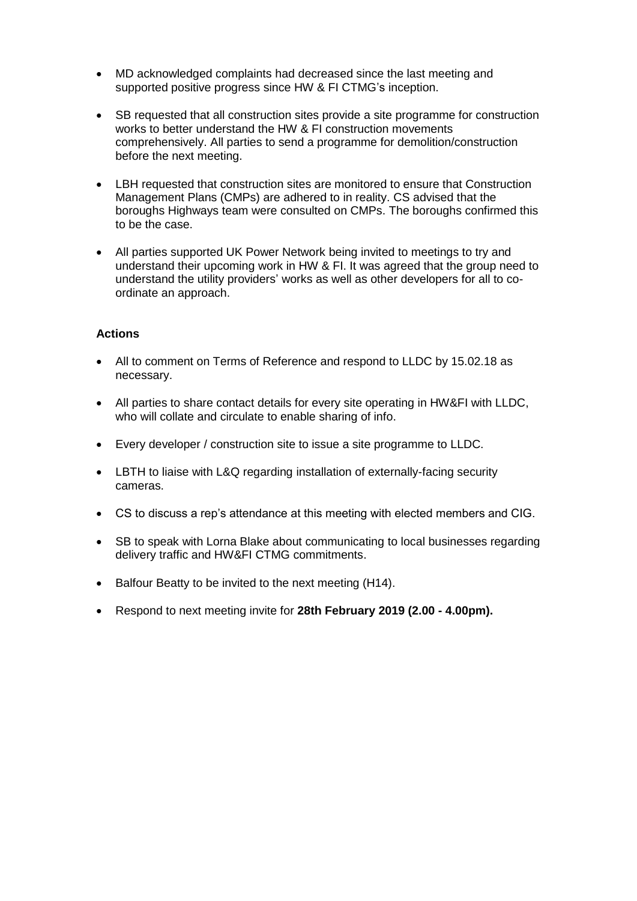- MD acknowledged complaints had decreased since the last meeting and supported positive progress since HW & FI CTMG's inception.

- SB requested that all construction sites provide a site programme for construction works to better understand the HW & FI construction movements comprehensively. All parties to send a programme for demolition/construction before the next meeting.

- LBH requested that construction sites are monitored to ensure that Construction Management Plans (CMPs) are adhered to in reality. CS advised that the boroughs Highways team were consulted on CMPs. The boroughs confirmed this to be the case.

- All parties supported UK Power Network being invited to meetings to try and understand their upcoming work in HW & FI. It was agreed that the group need to understand the utility providers' works as well as other developers for all to co-ordinate an approach.

**Actions**

- All to comment on Terms of Reference and respond to LLDC by 15.02.18 as necessary.

- All parties to share contact details for every site operating in HW&FI with LLDC, who will collate and circulate to enable sharing of info.

- Every developer / construction site to issue a site programme to LLDC.

- LBTH to liaise with L&Q regarding installation of externally-facing security cameras.

- CS to discuss a rep's attendance at this meeting with elected members and CIG.

- SB to speak with Lorna Blake about communicating to local businesses regarding delivery traffic and HW&FI CTMG commitments.

- Balfour Beatty to be invited to the next meeting (H14).

- Respond to next meeting invite for **28th February 2019 (2.00 - 4.00pm).**